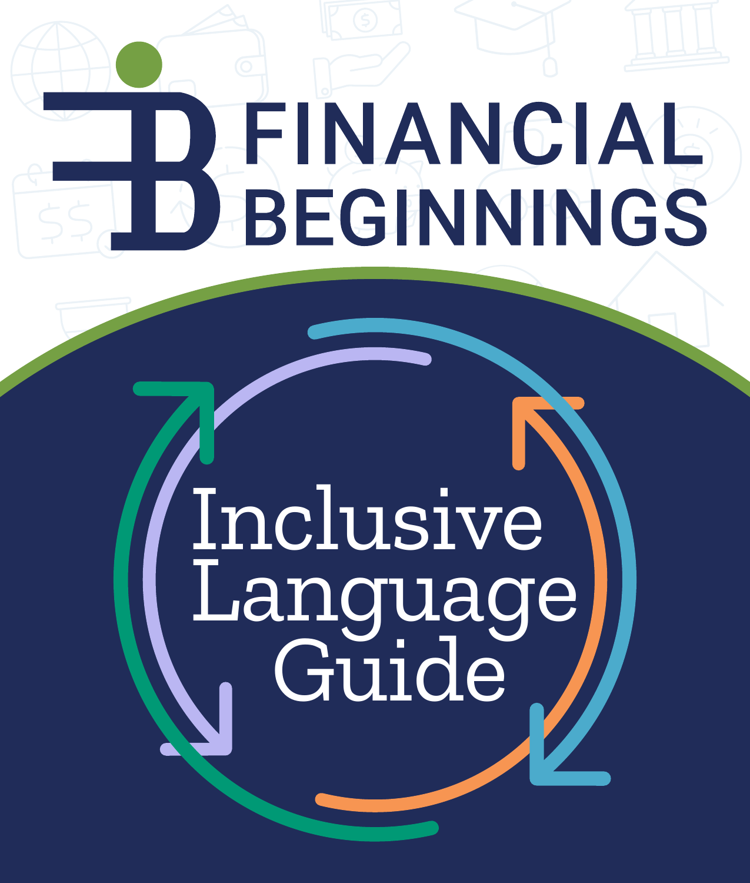# FINANCIAL BEGINNINGS

# Inclusive Language Guide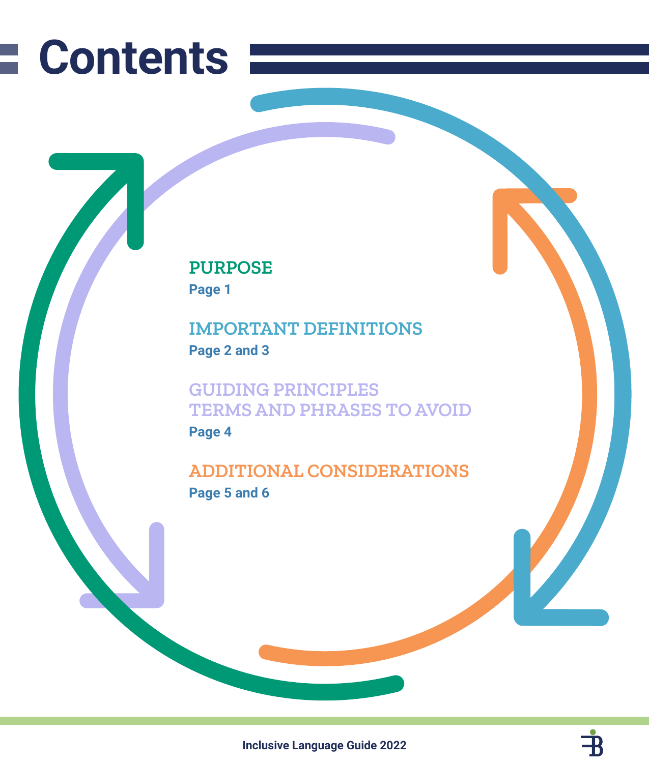# Contents

**PURPOSE**
Page 1

**IMPORTANT DEFINITIONS**
Page 2 and 3

**GUIDING PRINCIPLES**
**TERMS AND PHRASES TO AVOID**
Page 4

**ADDITIONAL CONSIDERATIONS**
Page 5 and 6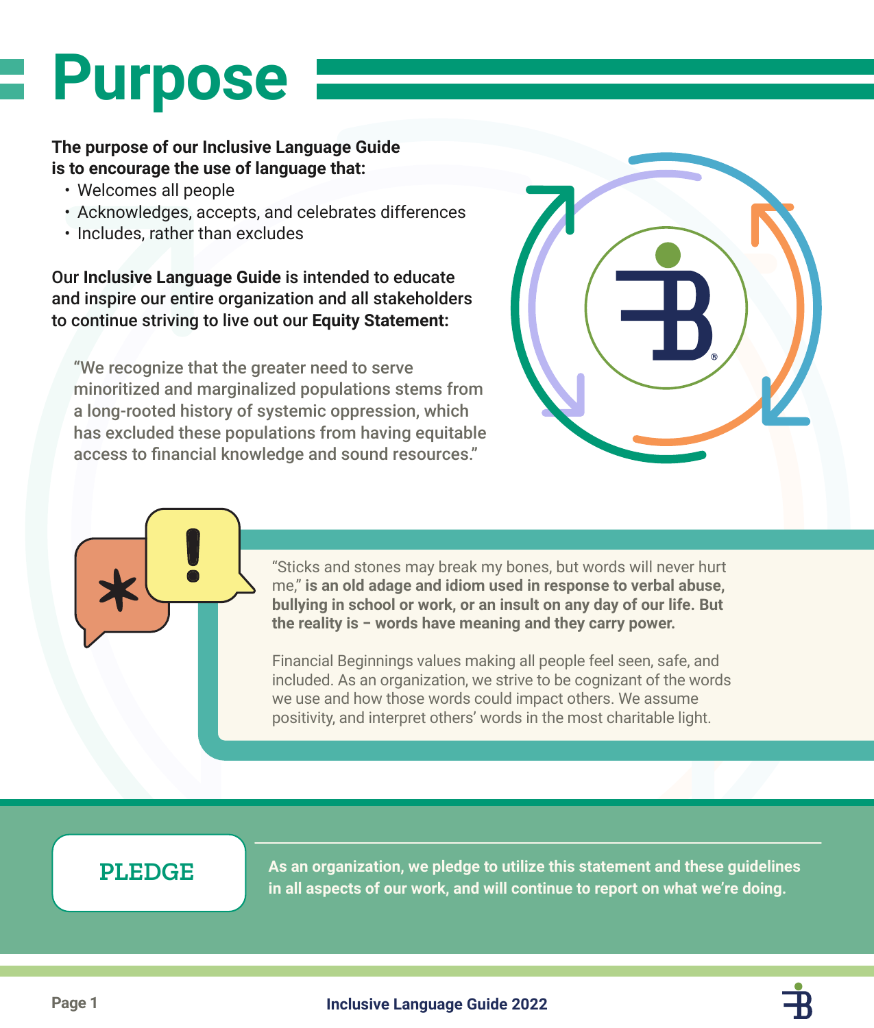# Purpose

**The purpose of our Inclusive Language Guide is to encourage the use of language that:**

- Welcomes all people
- Acknowledges, accepts, and celebrates differences
- Includes, rather than excludes

Our **Inclusive Language Guide** is intended to educate and inspire our entire organization and all stakeholders to continue striving to live out our **Equity Statement:**

> "We recognize that the greater need to serve minoritized and marginalized populations stems from a long-rooted history of systemic oppression, which has excluded these populations from having equitable access to financial knowledge and sound resources."

"Sticks and stones may break my bones, but words will never hurt me," **is an old adage and idiom used in response to verbal abuse, bullying in school or work, or an insult on any day of our life. But the reality is – words have meaning and they carry power.**

Financial Beginnings values making all people feel seen, safe, and included. As an organization, we strive to be cognizant of the words we use and how those words could impact others. We assume positivity, and interpret others' words in the most charitable light.

## PLEDGE

**As an organization, we pledge to utilize this statement and these guidelines in all aspects of our work, and will continue to report on what we're doing.**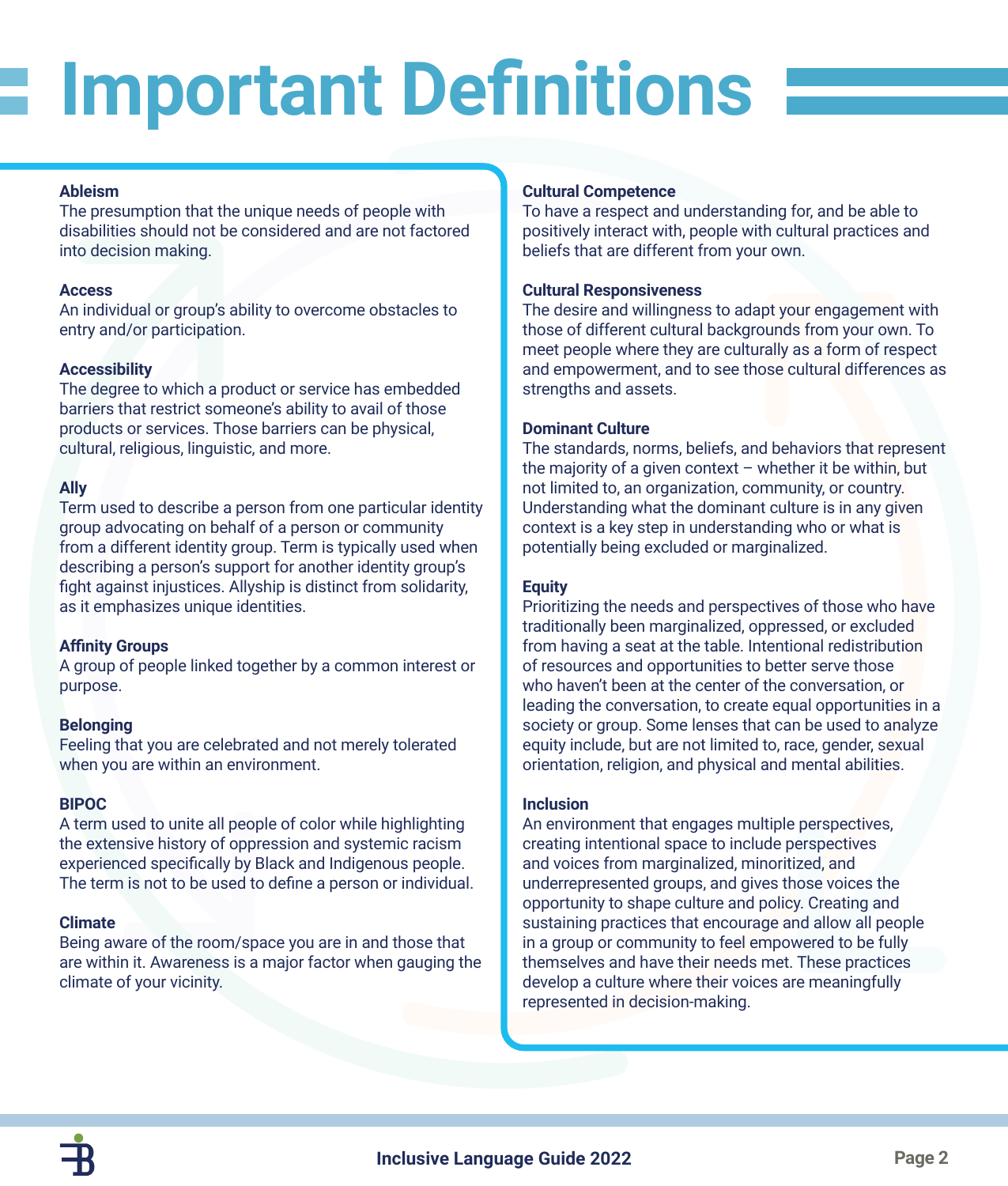# Important Definitions

**Ableism**
The presumption that the unique needs of people with disabilities should not be considered and are not factored into decision making.

**Access**
An individual or group's ability to overcome obstacles to entry and/or participation.

**Accessibility**
The degree to which a product or service has embedded barriers that restrict someone's ability to avail of those products or services. Those barriers can be physical, cultural, religious, linguistic, and more.

**Ally**
Term used to describe a person from one particular identity group advocating on behalf of a person or community from a different identity group. Term is typically used when describing a person's support for another identity group's fight against injustices. Allyship is distinct from solidarity, as it emphasizes unique identities.

**Affinity Groups**
A group of people linked together by a common interest or purpose.

**Belonging**
Feeling that you are celebrated and not merely tolerated when you are within an environment.

**BIPOC**
A term used to unite all people of color while highlighting the extensive history of oppression and systemic racism experienced specifically by Black and Indigenous people. The term is not to be used to define a person or individual.

**Climate**
Being aware of the room/space you are in and those that are within it. Awareness is a major factor when gauging the climate of your vicinity.

**Cultural Competence**
To have a respect and understanding for, and be able to positively interact with, people with cultural practices and beliefs that are different from your own.

**Cultural Responsiveness**
The desire and willingness to adapt your engagement with those of different cultural backgrounds from your own. To meet people where they are culturally as a form of respect and empowerment, and to see those cultural differences as strengths and assets.

**Dominant Culture**
The standards, norms, beliefs, and behaviors that represent the majority of a given context – whether it be within, but not limited to, an organization, community, or country. Understanding what the dominant culture is in any given context is a key step in understanding who or what is potentially being excluded or marginalized.

**Equity**
Prioritizing the needs and perspectives of those who have traditionally been marginalized, oppressed, or excluded from having a seat at the table. Intentional redistribution of resources and opportunities to better serve those who haven't been at the center of the conversation, or leading the conversation, to create equal opportunities in a society or group. Some lenses that can be used to analyze equity include, but are not limited to, race, gender, sexual orientation, religion, and physical and mental abilities.

**Inclusion**
An environment that engages multiple perspectives, creating intentional space to include perspectives and voices from marginalized, minoritized, and underrepresented groups, and gives those voices the opportunity to shape culture and policy. Creating and sustaining practices that encourage and allow all people in a group or community to feel empowered to be fully themselves and have their needs met. These practices develop a culture where their voices are meaningfully represented in decision-making.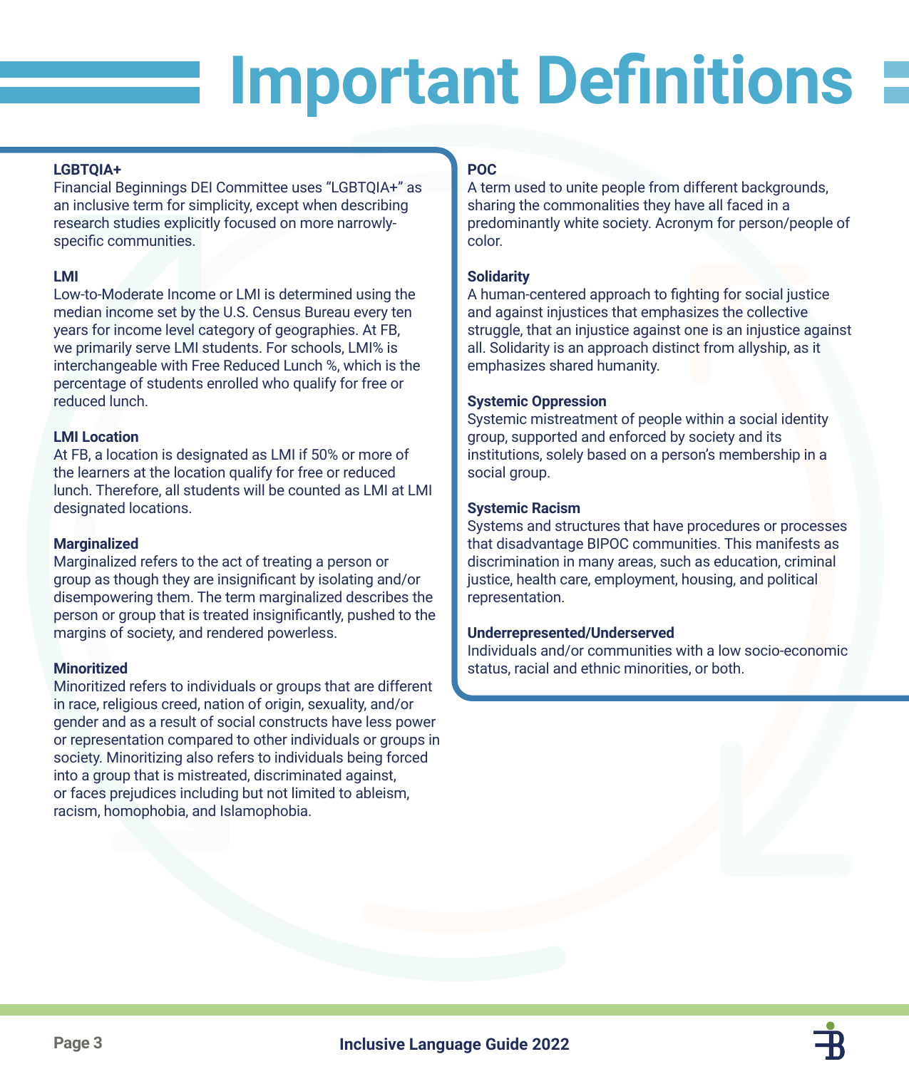# Important Definitions

**LGBTQIA+**
Financial Beginnings DEI Committee uses "LGBTQIA+" as an inclusive term for simplicity, except when describing research studies explicitly focused on more narrowly-specific communities.

**LMI**
Low-to-Moderate Income or LMI is determined using the median income set by the U.S. Census Bureau every ten years for income level category of geographies. At FB, we primarily serve LMI students. For schools, LMI% is interchangeable with Free Reduced Lunch %, which is the percentage of students enrolled who qualify for free or reduced lunch.

**LMI Location**
At FB, a location is designated as LMI if 50% or more of the learners at the location qualify for free or reduced lunch. Therefore, all students will be counted as LMI at LMI designated locations.

**Marginalized**
Marginalized refers to the act of treating a person or group as though they are insignificant by isolating and/or disempowering them. The term marginalized describes the person or group that is treated insignificantly, pushed to the margins of society, and rendered powerless.

**Minoritized**
Minoritized refers to individuals or groups that are different in race, religious creed, nation of origin, sexuality, and/or gender and as a result of social constructs have less power or representation compared to other individuals or groups in society. Minoritizing also refers to individuals being forced into a group that is mistreated, discriminated against, or faces prejudices including but not limited to ableism, racism, homophobia, and Islamophobia.

**POC**
A term used to unite people from different backgrounds, sharing the commonalities they have all faced in a predominantly white society. Acronym for person/people of color.

**Solidarity**
A human-centered approach to fighting for social justice and against injustices that emphasizes the collective struggle, that an injustice against one is an injustice against all. Solidarity is an approach distinct from allyship, as it emphasizes shared humanity.

**Systemic Oppression**
Systemic mistreatment of people within a social identity group, supported and enforced by society and its institutions, solely based on a person's membership in a social group.

**Systemic Racism**
Systems and structures that have procedures or processes that disadvantage BIPOC communities. This manifests as discrimination in many areas, such as education, criminal justice, health care, employment, housing, and political representation.

**Underrepresented/Underserved**
Individuals and/or communities with a low socio-economic status, racial and ethnic minorities, or both.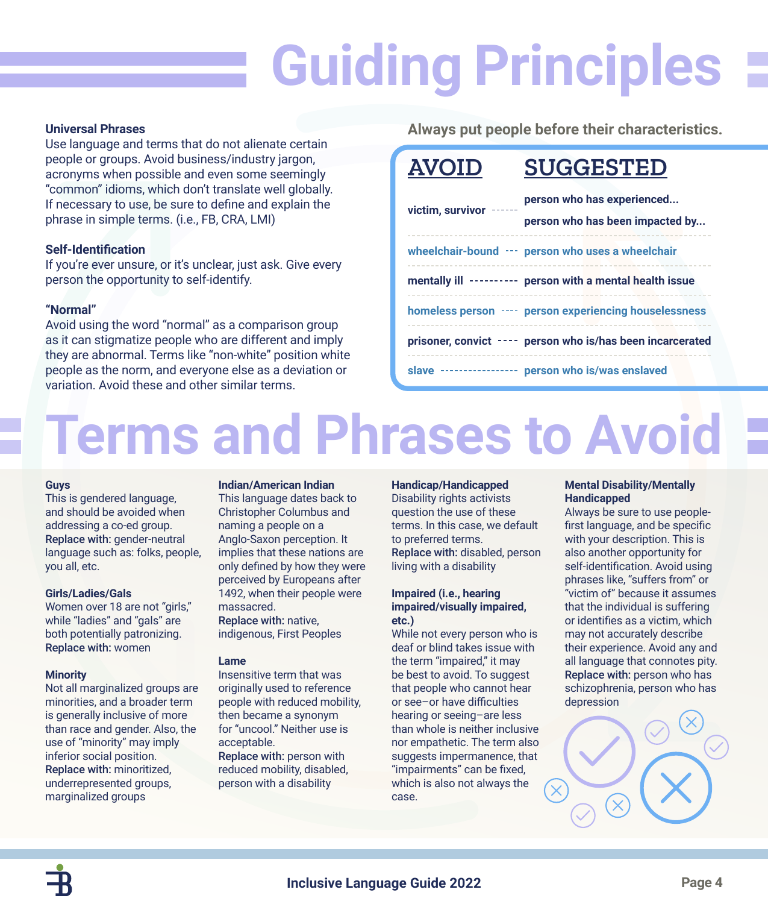# Guiding Principles

### Universal Phrases

Use language and terms that do not alienate certain people or groups. Avoid business/industry jargon, acronyms when possible and even some seemingly "common" idioms, which don't translate well globally. If necessary to use, be sure to define and explain the phrase in simple terms. (i.e., FB, CRA, LMI)

### Self-Identification

If you're ever unsure, or it's unclear, just ask. Give every person the opportunity to self-identify.

### "Normal"

Avoid using the word "normal" as a comparison group as it can stigmatize people who are different and imply they are abnormal. Terms like "non-white" position white people as the norm, and everyone else as a deviation or variation. Avoid these and other similar terms.

**Always put people before their characteristics.**

| AVOID | SUGGESTED |
|---|---|
| victim, survivor | person who has experienced...<br>person who has been impacted by... |
| wheelchair-bound | person who uses a wheelchair |
| mentally ill | person with a mental health issue |
| homeless person | person experiencing houselessness |
| prisoner, convict | person who is/has been incarcerated |
| slave | person who is/was enslaved |

# Terms and Phrases to Avoid

**Guys**
This is gendered language, and should be avoided when addressing a co-ed group.
**Replace with:** gender-neutral language such as: folks, people, you all, etc.

**Girls/Ladies/Gals**
Women over 18 are not "girls," while "ladies" and "gals" are both potentially patronizing.
**Replace with:** women

**Minority**
Not all marginalized groups are minorities, and a broader term is generally inclusive of more than race and gender. Also, the use of "minority" may imply inferior social position.
**Replace with:** minoritized, underrepresented groups, marginalized groups

**Indian/American Indian**
This language dates back to Christopher Columbus and naming a people on a Anglo-Saxon perception. It implies that these nations are only defined by how they were perceived by Europeans after 1492, when their people were massacred.
**Replace with:** native, indigenous, First Peoples

**Lame**
Insensitive term that was originally used to reference people with reduced mobility, then became a synonym for "uncool." Neither use is acceptable.
**Replace with:** person with reduced mobility, disabled, person with a disability

**Handicap/Handicapped**
Disability rights activists question the use of these terms. In this case, we default to preferred terms.
**Replace with:** disabled, person living with a disability

**Impaired (i.e., hearing impaired/visually impaired, etc.)**
While not every person who is deaf or blind takes issue with the term "impaired," it may be best to avoid. To suggest that people who cannot hear or see–or have difficulties hearing or seeing–are less than whole is neither inclusive nor empathetic. The term also suggests impermanence, that "impairments" can be fixed, which is also not always the case.

**Mental Disability/Mentally Handicapped**
Always be sure to use people-first language, and be specific with your description. This is also another opportunity for self-identification. Avoid using phrases like, "suffers from" or "victim of" because it assumes that the individual is suffering or identifies as a victim, which may not accurately describe their experience. Avoid any and all language that connotes pity.
**Replace with:** person who has schizophrenia, person who has depression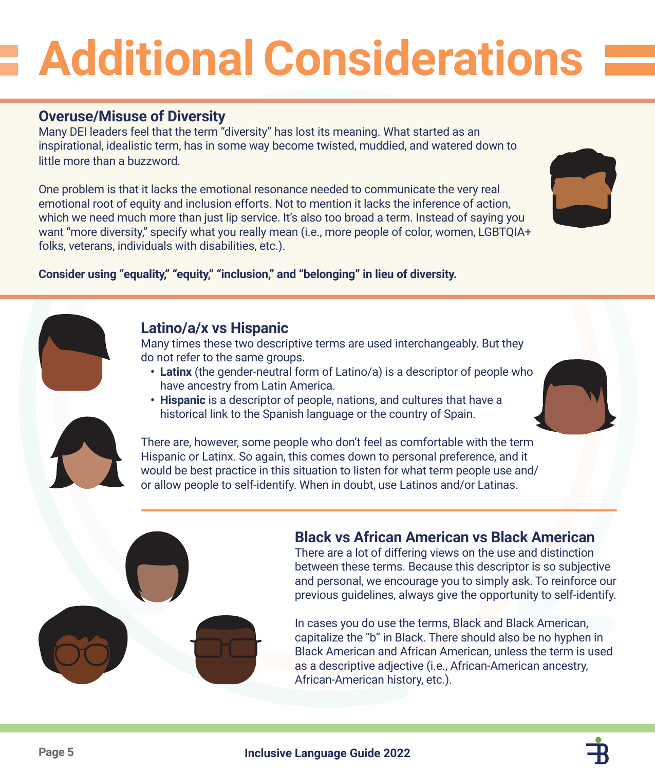# Additional Considerations

## Overuse/Misuse of Diversity

Many DEI leaders feel that the term “diversity” has lost its meaning. What started as an inspirational, idealistic term, has in some way become twisted, muddied, and watered down to little more than a buzzword.

One problem is that it lacks the emotional resonance needed to communicate the very real emotional root of equity and inclusion efforts. Not to mention it lacks the inference of action, which we need much more than just lip service. It’s also too broad a term. Instead of saying you want “more diversity,” specify what you really mean (i.e., more people of color, women, LGBTQIA+ folks, veterans, individuals with disabilities, etc.).

**Consider using “equality,” “equity,” “inclusion,” and “belonging” in lieu of diversity.**

## Latino/a/x vs Hispanic

Many times these two descriptive terms are used interchangeably. But they do not refer to the same groups.

- **Latinx** (the gender-neutral form of Latino/a) is a descriptor of people who have ancestry from Latin America.
- **Hispanic** is a descriptor of people, nations, and cultures that have a historical link to the Spanish language or the country of Spain.

There are, however, some people who don’t feel as comfortable with the term Hispanic or Latinx. So again, this comes down to personal preference, and it would be best practice in this situation to listen for what term people use and/or allow people to self-identify. When in doubt, use Latinos and/or Latinas.

## Black vs African American vs Black American

There are a lot of differing views on the use and distinction between these terms. Because this descriptor is so subjective and personal, we encourage you to simply ask. To reinforce our previous guidelines, always give the opportunity to self-identify.

In cases you do use the terms, Black and Black American, capitalize the “b” in Black. There should also be no hyphen in Black American and African American, unless the term is used as a descriptive adjective (i.e., African-American ancestry, African-American history, etc.).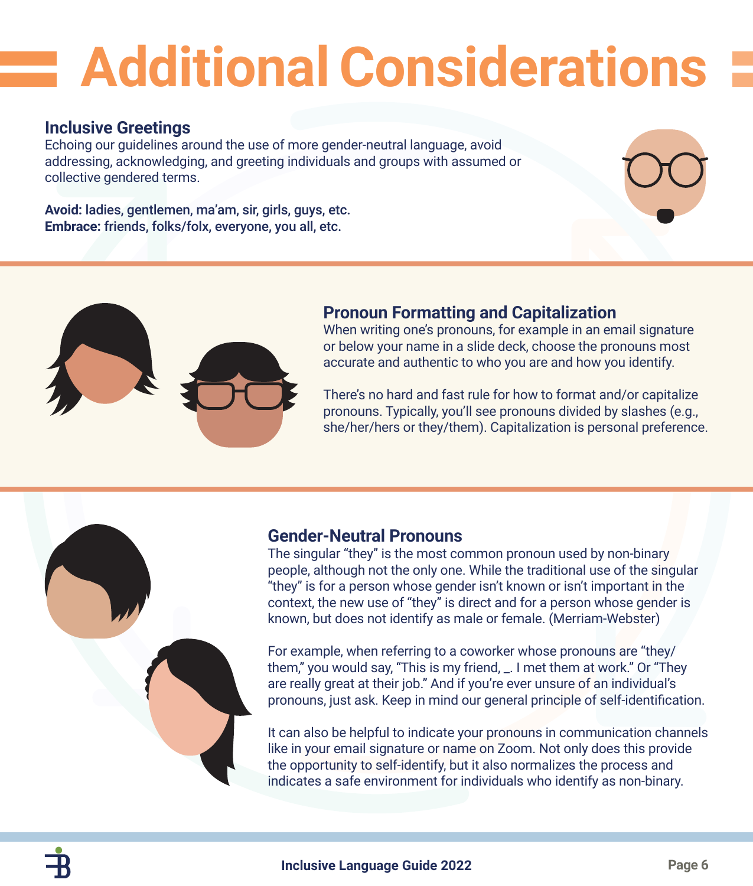# Additional Considerations

## Inclusive Greetings

Echoing our guidelines around the use of more gender-neutral language, avoid addressing, acknowledging, and greeting individuals and groups with assumed or collective gendered terms.

**Avoid:** ladies, gentlemen, ma'am, sir, girls, guys, etc.
**Embrace:** friends, folks/folx, everyone, you all, etc.

## Pronoun Formatting and Capitalization

When writing one's pronouns, for example in an email signature or below your name in a slide deck, choose the pronouns most accurate and authentic to who you are and how you identify.

There's no hard and fast rule for how to format and/or capitalize pronouns. Typically, you'll see pronouns divided by slashes (e.g., she/her/hers or they/them). Capitalization is personal preference.

## Gender-Neutral Pronouns

The singular "they" is the most common pronoun used by non-binary people, although not the only one. While the traditional use of the singular "they" is for a person whose gender isn't known or isn't important in the context, the new use of "they" is direct and for a person whose gender is known, but does not identify as male or female. (Merriam-Webster)

For example, when referring to a coworker whose pronouns are "they/them," you would say, "This is my friend, _. I met them at work." Or "They are really great at their job." And if you're ever unsure of an individual's pronouns, just ask. Keep in mind our general principle of self-identification.

It can also be helpful to indicate your pronouns in communication channels like in your email signature or name on Zoom. Not only does this provide the opportunity to self-identify, but it also normalizes the process and indicates a safe environment for individuals who identify as non-binary.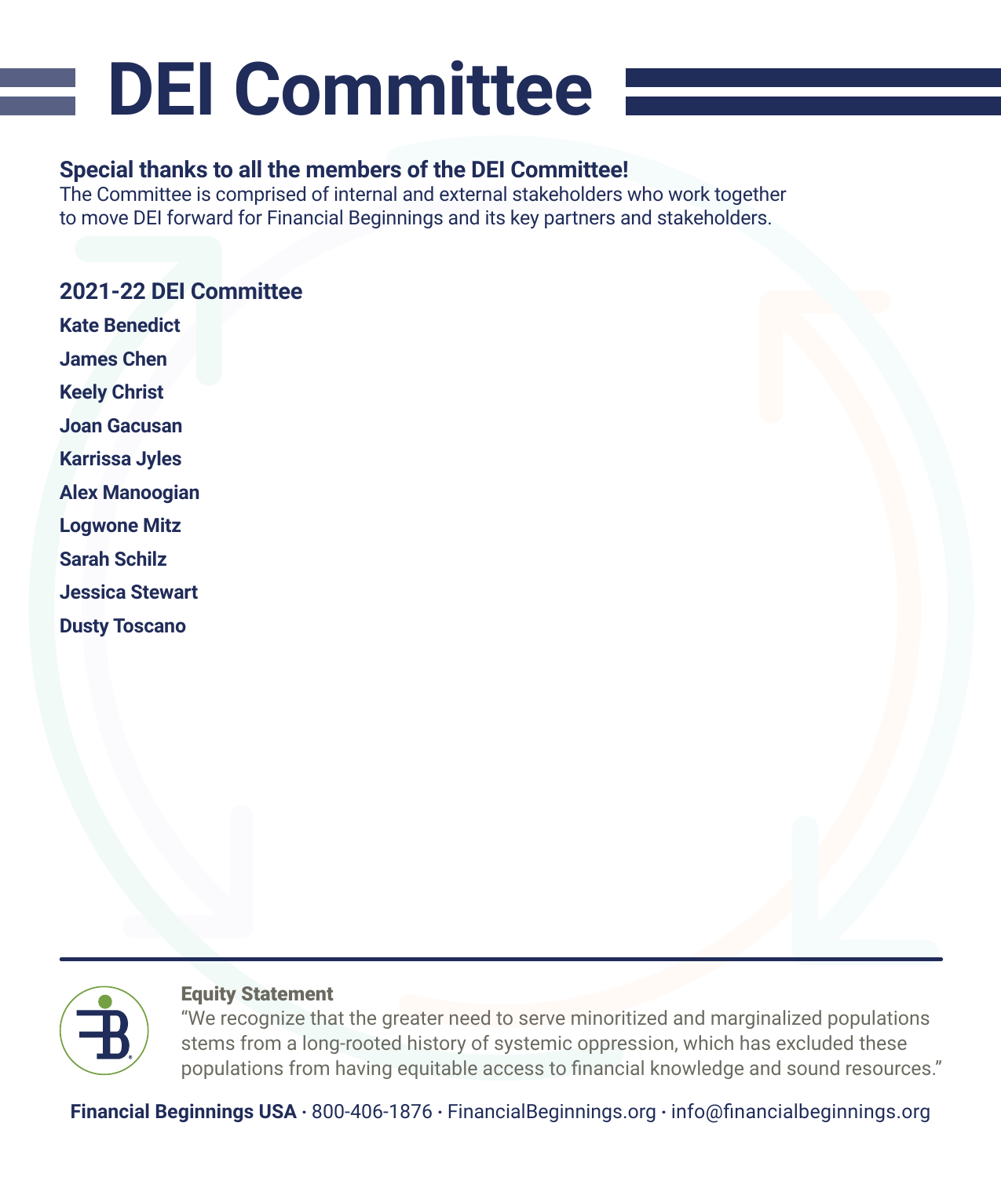# DEI Committee

**Special thanks to all the members of the DEI Committee!**
The Committee is comprised of internal and external stakeholders who work together to move DEI forward for Financial Beginnings and its key partners and stakeholders.

## 2021-22 DEI Committee

**Kate Benedict**

**James Chen**

**Keely Christ**

**Joan Gacusan**

**Karrissa Jyles**

**Alex Manoogian**

**Logwone Mitz**

**Sarah Schilz**

**Jessica Stewart**

**Dusty Toscano**

---

**Equity Statement**

"We recognize that the greater need to serve minoritized and marginalized populations stems from a long-rooted history of systemic oppression, which has excluded these populations from having equitable access to financial knowledge and sound resources."

**Financial Beginnings USA** · 800-406-1876 · FinancialBeginnings.org · info@financialbeginnings.org